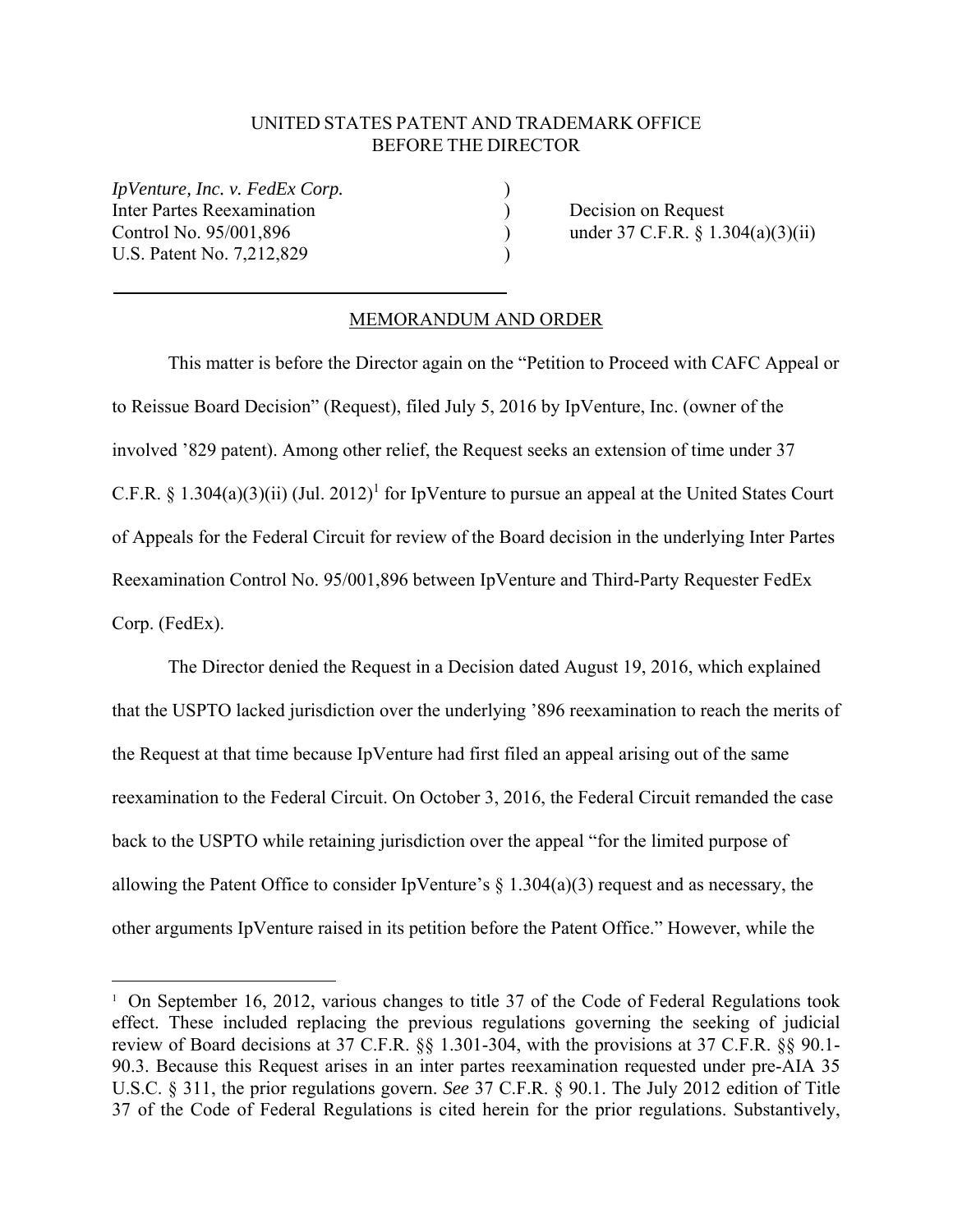UNITED STATES PATENT AND TRADEMARK OFFICE
BEFORE THE DIRECTOR

| | | |
|---|---|---|
| *IpVenture, Inc. v. FedEx Corp.* | ) | |
| Inter Partes Reexamination | ) | Decision on Request |
| Control No. 95/001,896 | ) | under 37 C.F.R. § 1.304(a)(3)(ii) |
| U.S. Patent No. 7,212,829 | ) | |

MEMORANDUM AND ORDER

This matter is before the Director again on the "Petition to Proceed with CAFC Appeal or to Reissue Board Decision" (Request), filed July 5, 2016 by IpVenture, Inc. (owner of the involved '829 patent). Among other relief, the Request seeks an extension of time under 37 C.F.R. § 1.304(a)(3)(ii) (Jul. 2012)[1] for IpVenture to pursue an appeal at the United States Court of Appeals for the Federal Circuit for review of the Board decision in the underlying Inter Partes Reexamination Control No. 95/001,896 between IpVenture and Third-Party Requester FedEx Corp. (FedEx).

The Director denied the Request in a Decision dated August 19, 2016, which explained that the USPTO lacked jurisdiction over the underlying '896 reexamination to reach the merits of the Request at that time because IpVenture had first filed an appeal arising out of the same reexamination to the Federal Circuit. On October 3, 2016, the Federal Circuit remanded the case back to the USPTO while retaining jurisdiction over the appeal "for the limited purpose of allowing the Patent Office to consider IpVenture's § 1.304(a)(3) request and as necessary, the other arguments IpVenture raised in its petition before the Patent Office." However, while the

[1] On September 16, 2012, various changes to title 37 of the Code of Federal Regulations took effect. These included replacing the previous regulations governing the seeking of judicial review of Board decisions at 37 C.F.R. §§ 1.301-304, with the provisions at 37 C.F.R. §§ 90.1-90.3. Because this Request arises in an inter partes reexamination requested under pre-AIA 35 U.S.C. § 311, the prior regulations govern. *See* 37 C.F.R. § 90.1. The July 2012 edition of Title 37 of the Code of Federal Regulations is cited herein for the prior regulations. Substantively,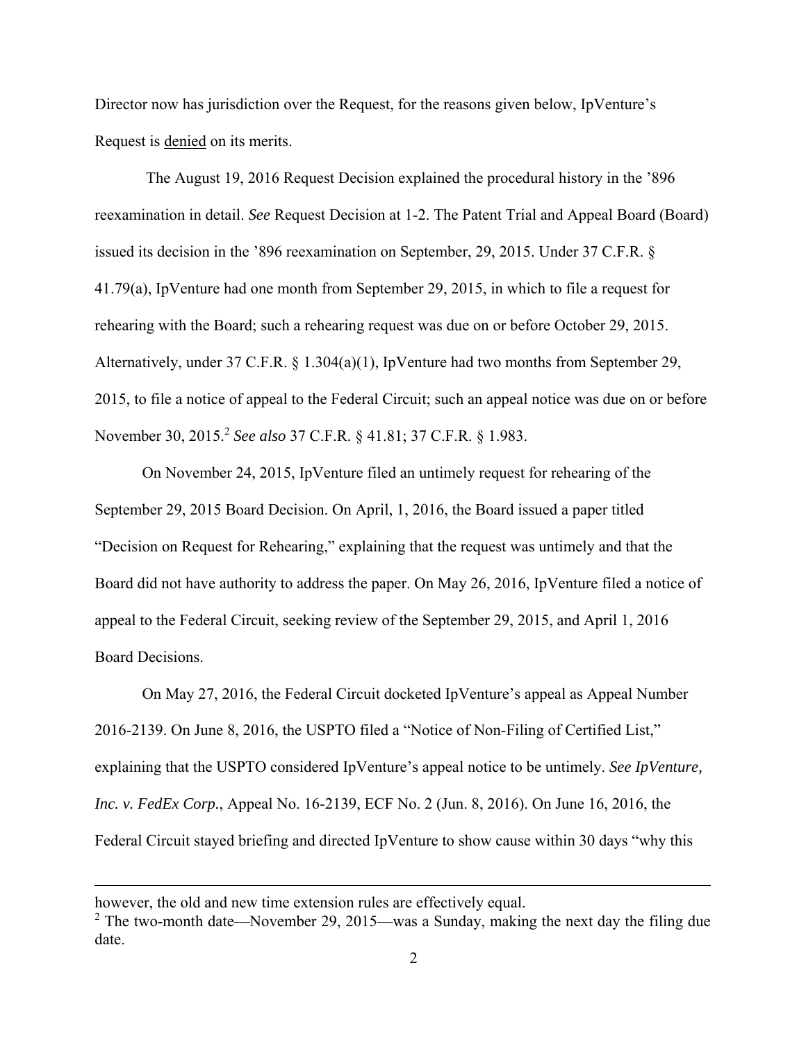Director now has jurisdiction over the Request, for the reasons given below, IpVenture's Request is <u>denied</u> on its merits.

The August 19, 2016 Request Decision explained the procedural history in the '896 reexamination in detail. *See* Request Decision at 1-2. The Patent Trial and Appeal Board (Board) issued its decision in the '896 reexamination on September, 29, 2015. Under 37 C.F.R. § 41.79(a), IpVenture had one month from September 29, 2015, in which to file a request for rehearing with the Board; such a rehearing request was due on or before October 29, 2015. Alternatively, under 37 C.F.R. § 1.304(a)(1), IpVenture had two months from September 29, 2015, to file a notice of appeal to the Federal Circuit; such an appeal notice was due on or before November 30, 2015.[2] *See also* 37 C.F.R. § 41.81; 37 C.F.R. § 1.983.

On November 24, 2015, IpVenture filed an untimely request for rehearing of the September 29, 2015 Board Decision. On April, 1, 2016, the Board issued a paper titled "Decision on Request for Rehearing," explaining that the request was untimely and that the Board did not have authority to address the paper. On May 26, 2016, IpVenture filed a notice of appeal to the Federal Circuit, seeking review of the September 29, 2015, and April 1, 2016 Board Decisions.

On May 27, 2016, the Federal Circuit docketed IpVenture's appeal as Appeal Number 2016-2139. On June 8, 2016, the USPTO filed a "Notice of Non-Filing of Certified List," explaining that the USPTO considered IpVenture's appeal notice to be untimely. *See IpVenture, Inc. v. FedEx Corp.*, Appeal No. 16-2139, ECF No. 2 (Jun. 8, 2016). On June 16, 2016, the Federal Circuit stayed briefing and directed IpVenture to show cause within 30 days "why this

---

however, the old and new time extension rules are effectively equal.

[2] The two-month date—November 29, 2015—was a Sunday, making the next day the filing due date.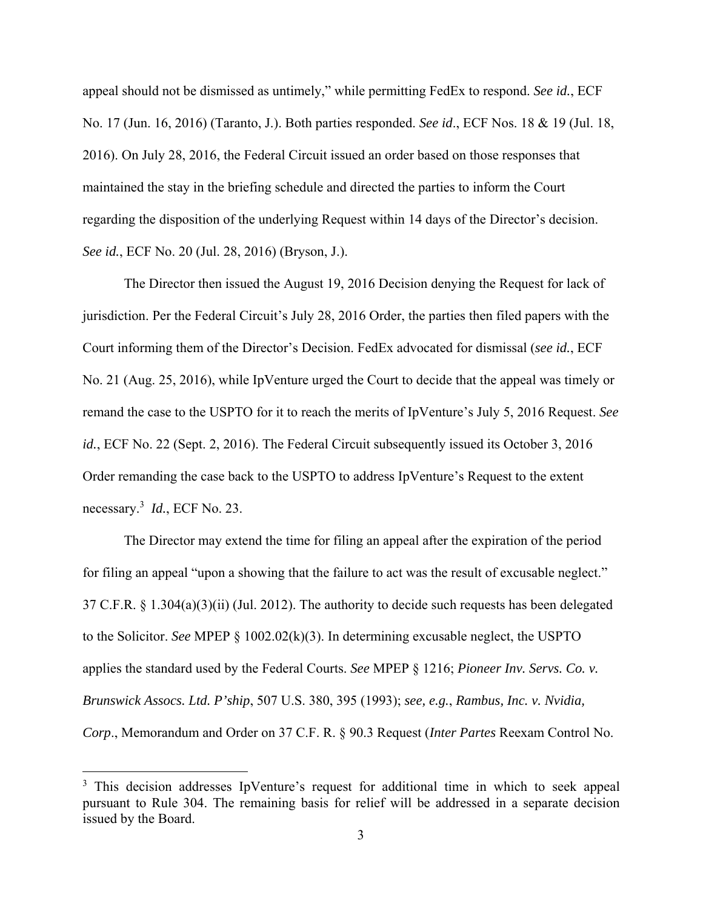appeal should not be dismissed as untimely," while permitting FedEx to respond. *See id.*, ECF No. 17 (Jun. 16, 2016) (Taranto, J.). Both parties responded. *See id*., ECF Nos. 18 & 19 (Jul. 18, 2016). On July 28, 2016, the Federal Circuit issued an order based on those responses that maintained the stay in the briefing schedule and directed the parties to inform the Court regarding the disposition of the underlying Request within 14 days of the Director's decision. *See id.*, ECF No. 20 (Jul. 28, 2016) (Bryson, J.).

The Director then issued the August 19, 2016 Decision denying the Request for lack of jurisdiction. Per the Federal Circuit's July 28, 2016 Order, the parties then filed papers with the Court informing them of the Director's Decision. FedEx advocated for dismissal (*see id.*, ECF No. 21 (Aug. 25, 2016), while IpVenture urged the Court to decide that the appeal was timely or remand the case to the USPTO for it to reach the merits of IpVenture's July 5, 2016 Request. *See id.*, ECF No. 22 (Sept. 2, 2016). The Federal Circuit subsequently issued its October 3, 2016 Order remanding the case back to the USPTO to address IpVenture's Request to the extent necessary.[3] *Id.*, ECF No. 23.

The Director may extend the time for filing an appeal after the expiration of the period for filing an appeal "upon a showing that the failure to act was the result of excusable neglect." 37 C.F.R. § 1.304(a)(3)(ii) (Jul. 2012). The authority to decide such requests has been delegated to the Solicitor. *See* MPEP § 1002.02(k)(3). In determining excusable neglect, the USPTO applies the standard used by the Federal Courts. *See* MPEP § 1216; *Pioneer Inv. Servs. Co. v. Brunswick Assocs. Ltd. P'ship*, 507 U.S. 380, 395 (1993); *see, e.g.*, *Rambus, Inc. v. Nvidia, Corp.*, Memorandum and Order on 37 C.F. R. § 90.3 Request (*Inter Partes* Reexam Control No.

[3] This decision addresses IpVenture's request for additional time in which to seek appeal pursuant to Rule 304. The remaining basis for relief will be addressed in a separate decision issued by the Board.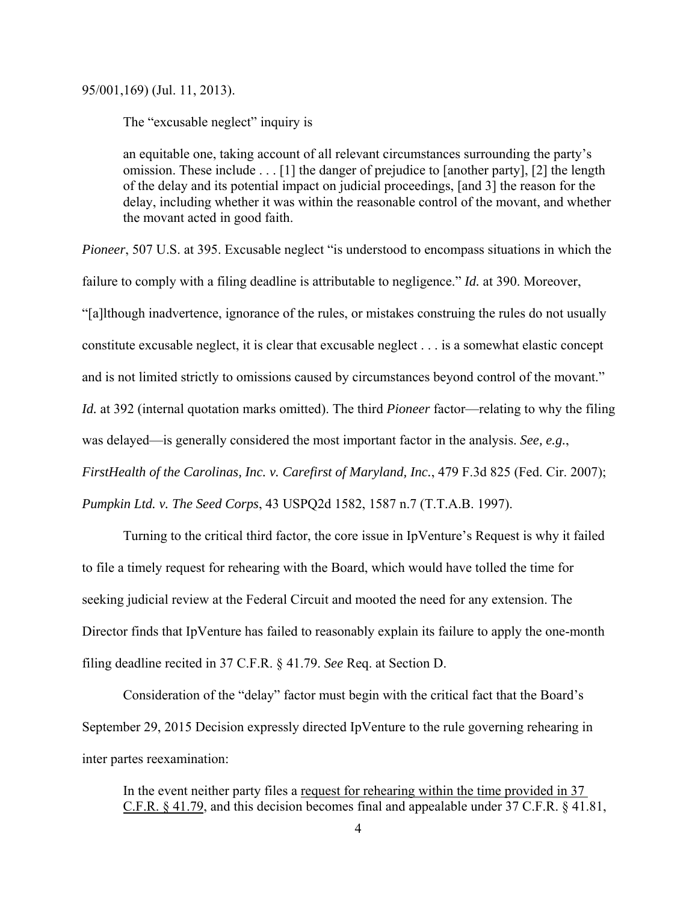95/001,169) (Jul. 11, 2013).

The "excusable neglect" inquiry is

> an equitable one, taking account of all relevant circumstances surrounding the party's omission. These include . . . [1] the danger of prejudice to [another party], [2] the length of the delay and its potential impact on judicial proceedings, [and 3] the reason for the delay, including whether it was within the reasonable control of the movant, and whether the movant acted in good faith.

*Pioneer*, 507 U.S. at 395. Excusable neglect "is understood to encompass situations in which the failure to comply with a filing deadline is attributable to negligence." *Id.* at 390. Moreover, "[a]lthough inadvertence, ignorance of the rules, or mistakes construing the rules do not usually constitute excusable neglect, it is clear that excusable neglect . . . is a somewhat elastic concept and is not limited strictly to omissions caused by circumstances beyond control of the movant." *Id.* at 392 (internal quotation marks omitted). The third *Pioneer* factor—relating to why the filing was delayed—is generally considered the most important factor in the analysis. *See, e.g.*, *FirstHealth of the Carolinas, Inc. v. Carefirst of Maryland, Inc.*, 479 F.3d 825 (Fed. Cir. 2007); *Pumpkin Ltd. v. The Seed Corps*, 43 USPQ2d 1582, 1587 n.7 (T.T.A.B. 1997).

Turning to the critical third factor, the core issue in IpVenture's Request is why it failed to file a timely request for rehearing with the Board, which would have tolled the time for seeking judicial review at the Federal Circuit and mooted the need for any extension. The Director finds that IpVenture has failed to reasonably explain its failure to apply the one-month filing deadline recited in 37 C.F.R. § 41.79. *See* Req. at Section D.

Consideration of the "delay" factor must begin with the critical fact that the Board's September 29, 2015 Decision expressly directed IpVenture to the rule governing rehearing in inter partes reexamination:

> In the event neither party files a <u>request for rehearing within the time provided in 37 C.F.R. § 41.79</u>, and this decision becomes final and appealable under 37 C.F.R. § 41.81,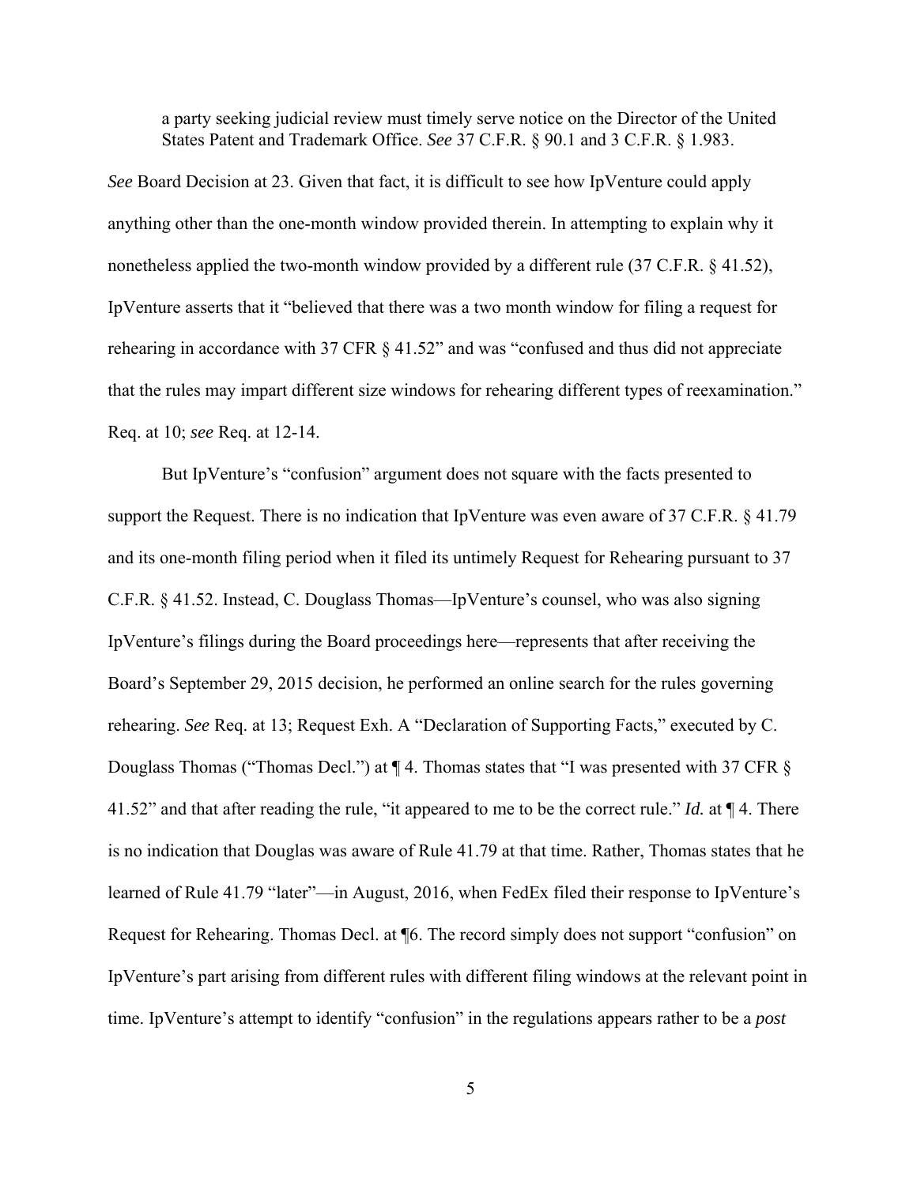> a party seeking judicial review must timely serve notice on the Director of the United States Patent and Trademark Office. *See* 37 C.F.R. § 90.1 and 3 C.F.R. § 1.983.

*See* Board Decision at 23. Given that fact, it is difficult to see how IpVenture could apply anything other than the one-month window provided therein. In attempting to explain why it nonetheless applied the two-month window provided by a different rule (37 C.F.R. § 41.52), IpVenture asserts that it "believed that there was a two month window for filing a request for rehearing in accordance with 37 CFR § 41.52" and was "confused and thus did not appreciate that the rules may impart different size windows for rehearing different types of reexamination." Req. at 10; *see* Req. at 12-14.

But IpVenture's "confusion" argument does not square with the facts presented to support the Request. There is no indication that IpVenture was even aware of 37 C.F.R. § 41.79 and its one-month filing period when it filed its untimely Request for Rehearing pursuant to 37 C.F.R. § 41.52. Instead, C. Douglass Thomas—IpVenture's counsel, who was also signing IpVenture's filings during the Board proceedings here—represents that after receiving the Board's September 29, 2015 decision, he performed an online search for the rules governing rehearing. *See* Req. at 13; Request Exh. A "Declaration of Supporting Facts," executed by C. Douglass Thomas ("Thomas Decl.") at ¶ 4. Thomas states that "I was presented with 37 CFR § 41.52" and that after reading the rule, "it appeared to me to be the correct rule." *Id.* at ¶ 4. There is no indication that Douglas was aware of Rule 41.79 at that time. Rather, Thomas states that he learned of Rule 41.79 "later"—in August, 2016, when FedEx filed their response to IpVenture's Request for Rehearing. Thomas Decl. at ¶6. The record simply does not support "confusion" on IpVenture's part arising from different rules with different filing windows at the relevant point in time. IpVenture's attempt to identify "confusion" in the regulations appears rather to be a *post*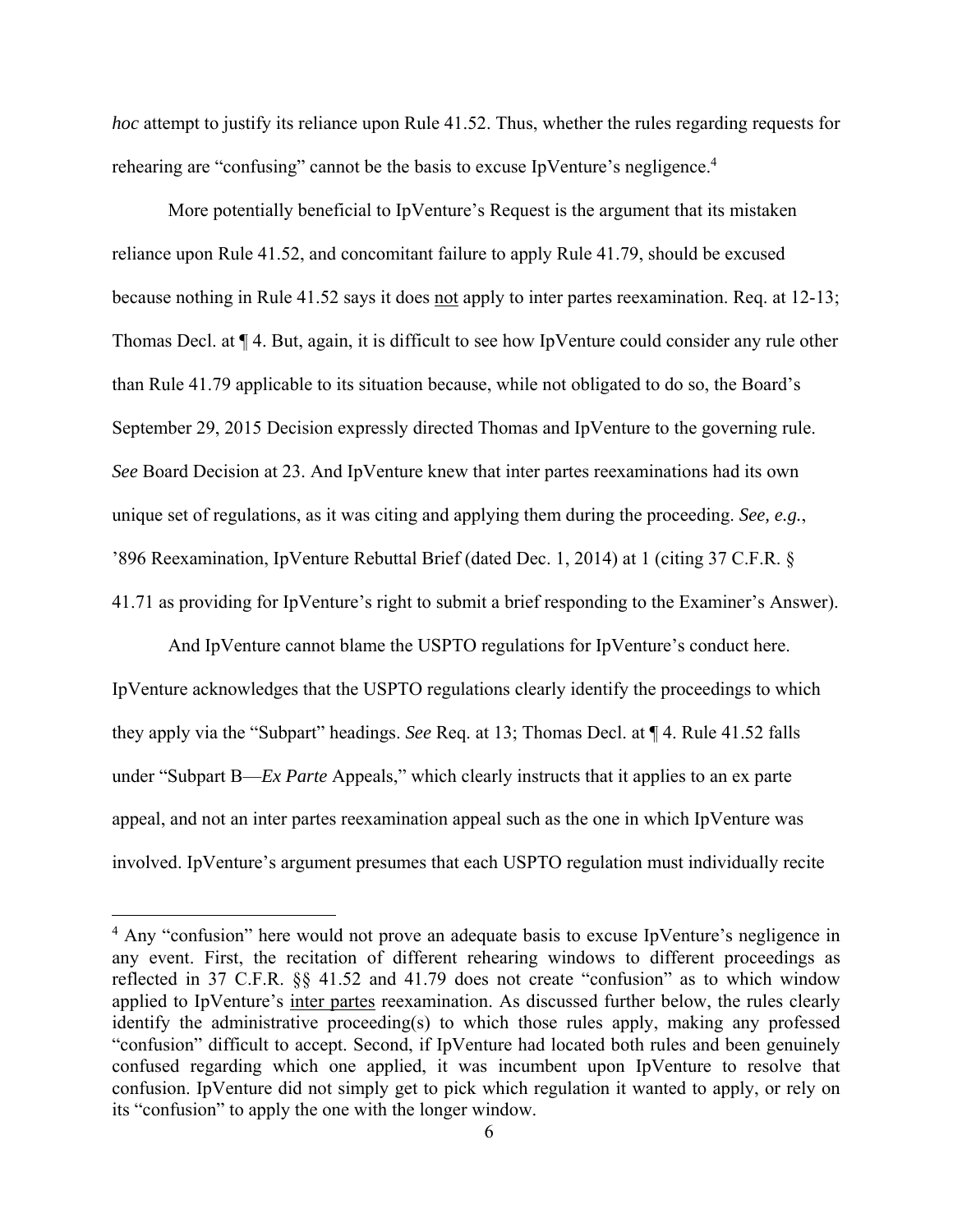*hoc* attempt to justify its reliance upon Rule 41.52. Thus, whether the rules regarding requests for rehearing are "confusing" cannot be the basis to excuse IpVenture's negligence.[4]

More potentially beneficial to IpVenture's Request is the argument that its mistaken reliance upon Rule 41.52, and concomitant failure to apply Rule 41.79, should be excused because nothing in Rule 41.52 says it does not apply to inter partes reexamination. Req. at 12-13; Thomas Decl. at ¶ 4. But, again, it is difficult to see how IpVenture could consider any rule other than Rule 41.79 applicable to its situation because, while not obligated to do so, the Board's September 29, 2015 Decision expressly directed Thomas and IpVenture to the governing rule. *See* Board Decision at 23. And IpVenture knew that inter partes reexaminations had its own unique set of regulations, as it was citing and applying them during the proceeding. *See, e.g.*, '896 Reexamination, IpVenture Rebuttal Brief (dated Dec. 1, 2014) at 1 (citing 37 C.F.R. § 41.71 as providing for IpVenture's right to submit a brief responding to the Examiner's Answer).

And IpVenture cannot blame the USPTO regulations for IpVenture's conduct here. IpVenture acknowledges that the USPTO regulations clearly identify the proceedings to which they apply via the "Subpart" headings. *See* Req. at 13; Thomas Decl. at ¶ 4. Rule 41.52 falls under "Subpart B—*Ex Parte* Appeals," which clearly instructs that it applies to an ex parte appeal, and not an inter partes reexamination appeal such as the one in which IpVenture was involved. IpVenture's argument presumes that each USPTO regulation must individually recite

---

[4] Any "confusion" here would not prove an adequate basis to excuse IpVenture's negligence in any event. First, the recitation of different rehearing windows to different proceedings as reflected in 37 C.F.R. §§ 41.52 and 41.79 does not create "confusion" as to which window applied to IpVenture's inter partes reexamination. As discussed further below, the rules clearly identify the administrative proceeding(s) to which those rules apply, making any professed "confusion" difficult to accept. Second, if IpVenture had located both rules and been genuinely confused regarding which one applied, it was incumbent upon IpVenture to resolve that confusion. IpVenture did not simply get to pick which regulation it wanted to apply, or rely on its "confusion" to apply the one with the longer window.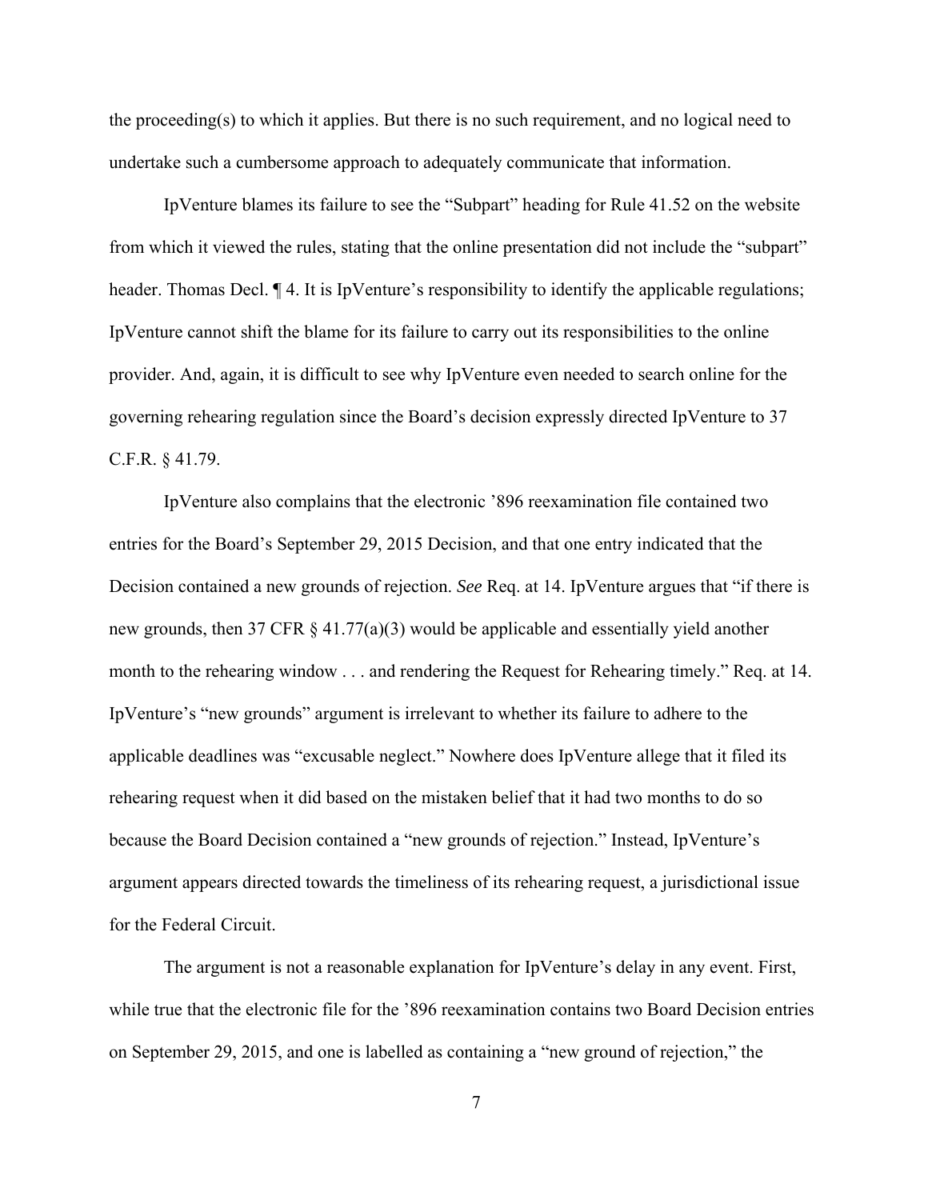the proceeding(s) to which it applies. But there is no such requirement, and no logical need to undertake such a cumbersome approach to adequately communicate that information.

IpVenture blames its failure to see the "Subpart" heading for Rule 41.52 on the website from which it viewed the rules, stating that the online presentation did not include the "subpart" header. Thomas Decl. ¶ 4. It is IpVenture's responsibility to identify the applicable regulations; IpVenture cannot shift the blame for its failure to carry out its responsibilities to the online provider. And, again, it is difficult to see why IpVenture even needed to search online for the governing rehearing regulation since the Board's decision expressly directed IpVenture to 37 C.F.R. § 41.79.

IpVenture also complains that the electronic '896 reexamination file contained two entries for the Board's September 29, 2015 Decision, and that one entry indicated that the Decision contained a new grounds of rejection. *See* Req. at 14. IpVenture argues that "if there is new grounds, then 37 CFR § 41.77(a)(3) would be applicable and essentially yield another month to the rehearing window . . . and rendering the Request for Rehearing timely." Req. at 14. IpVenture's "new grounds" argument is irrelevant to whether its failure to adhere to the applicable deadlines was "excusable neglect." Nowhere does IpVenture allege that it filed its rehearing request when it did based on the mistaken belief that it had two months to do so because the Board Decision contained a "new grounds of rejection." Instead, IpVenture's argument appears directed towards the timeliness of its rehearing request, a jurisdictional issue for the Federal Circuit.

The argument is not a reasonable explanation for IpVenture's delay in any event. First, while true that the electronic file for the '896 reexamination contains two Board Decision entries on September 29, 2015, and one is labelled as containing a "new ground of rejection," the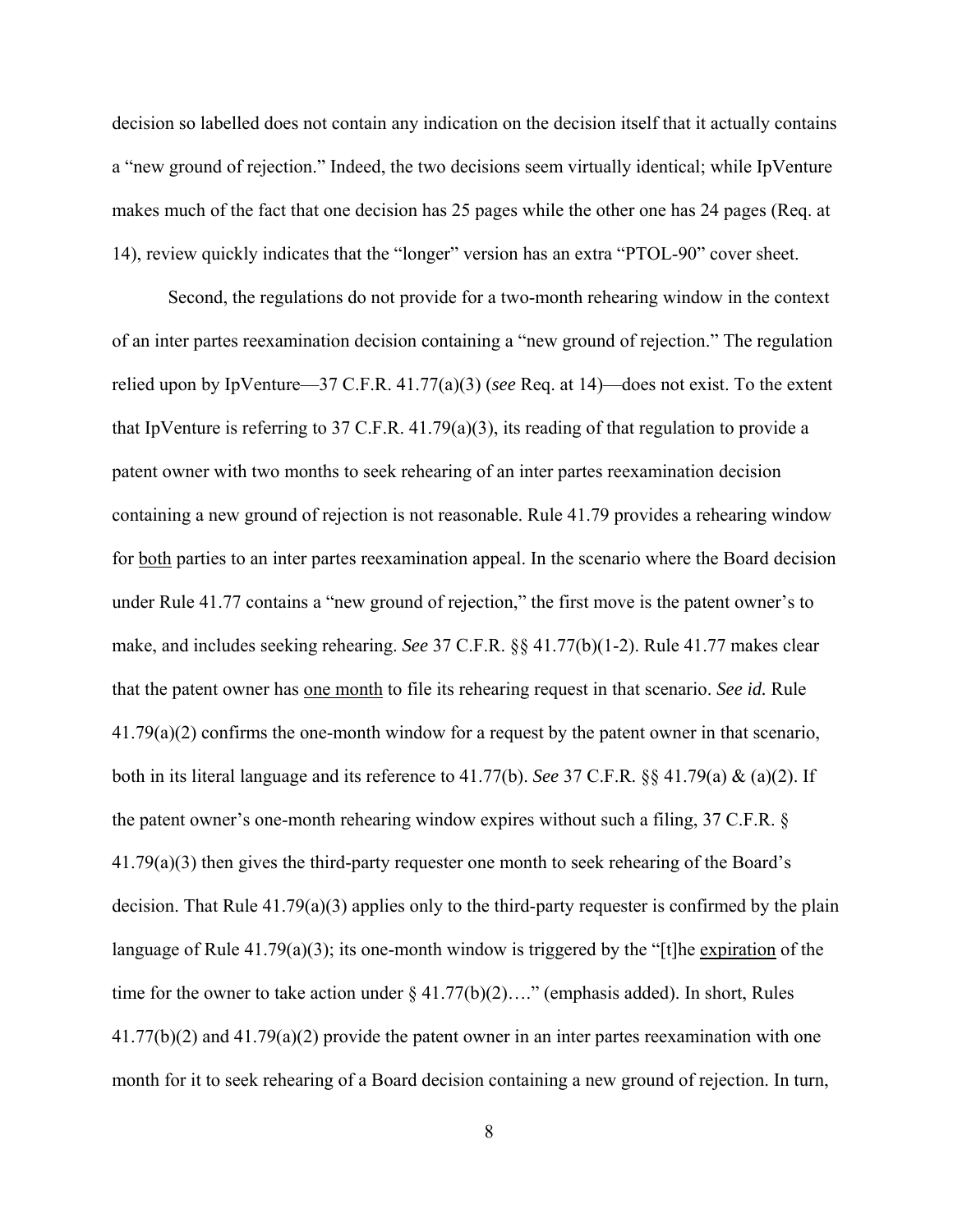decision so labelled does not contain any indication on the decision itself that it actually contains a "new ground of rejection." Indeed, the two decisions seem virtually identical; while IpVenture makes much of the fact that one decision has 25 pages while the other one has 24 pages (Req. at 14), review quickly indicates that the "longer" version has an extra "PTOL-90" cover sheet.

Second, the regulations do not provide for a two-month rehearing window in the context of an inter partes reexamination decision containing a "new ground of rejection." The regulation relied upon by IpVenture—37 C.F.R. 41.77(a)(3) (*see* Req. at 14)—does not exist. To the extent that IpVenture is referring to 37 C.F.R. 41.79(a)(3), its reading of that regulation to provide a patent owner with two months to seek rehearing of an inter partes reexamination decision containing a new ground of rejection is not reasonable. Rule 41.79 provides a rehearing window for <u>both</u> parties to an inter partes reexamination appeal. In the scenario where the Board decision under Rule 41.77 contains a "new ground of rejection," the first move is the patent owner's to make, and includes seeking rehearing. *See* 37 C.F.R. §§ 41.77(b)(1-2). Rule 41.77 makes clear that the patent owner has <u>one month</u> to file its rehearing request in that scenario. *See id.* Rule 41.79(a)(2) confirms the one-month window for a request by the patent owner in that scenario, both in its literal language and its reference to 41.77(b). *See* 37 C.F.R. §§ 41.79(a) & (a)(2). If the patent owner's one-month rehearing window expires without such a filing, 37 C.F.R. § 41.79(a)(3) then gives the third-party requester one month to seek rehearing of the Board's decision. That Rule 41.79(a)(3) applies only to the third-party requester is confirmed by the plain language of Rule 41.79(a)(3); its one-month window is triggered by the "[t]he <u>expiration</u> of the time for the owner to take action under § 41.77(b)(2)…." (emphasis added). In short, Rules 41.77(b)(2) and 41.79(a)(2) provide the patent owner in an inter partes reexamination with one month for it to seek rehearing of a Board decision containing a new ground of rejection. In turn,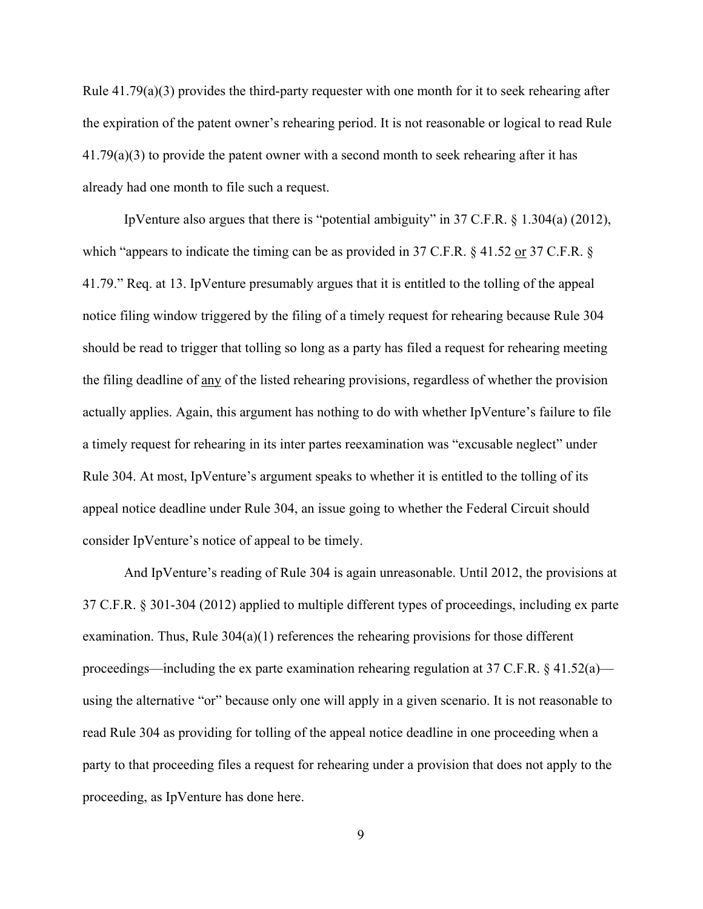Rule 41.79(a)(3) provides the third-party requester with one month for it to seek rehearing after the expiration of the patent owner's rehearing period. It is not reasonable or logical to read Rule 41.79(a)(3) to provide the patent owner with a second month to seek rehearing after it has already had one month to file such a request.

IpVenture also argues that there is "potential ambiguity" in 37 C.F.R. § 1.304(a) (2012), which "appears to indicate the timing can be as provided in 37 C.F.R. § 41.52 <u>or</u> 37 C.F.R. § 41.79." Req. at 13. IpVenture presumably argues that it is entitled to the tolling of the appeal notice filing window triggered by the filing of a timely request for rehearing because Rule 304 should be read to trigger that tolling so long as a party has filed a request for rehearing meeting the filing deadline of <u>any</u> of the listed rehearing provisions, regardless of whether the provision actually applies. Again, this argument has nothing to do with whether IpVenture's failure to file a timely request for rehearing in its inter partes reexamination was "excusable neglect" under Rule 304. At most, IpVenture's argument speaks to whether it is entitled to the tolling of its appeal notice deadline under Rule 304, an issue going to whether the Federal Circuit should consider IpVenture's notice of appeal to be timely.

And IpVenture's reading of Rule 304 is again unreasonable. Until 2012, the provisions at 37 C.F.R. § 301-304 (2012) applied to multiple different types of proceedings, including ex parte examination. Thus, Rule 304(a)(1) references the rehearing provisions for those different proceedings—including the ex parte examination rehearing regulation at 37 C.F.R. § 41.52(a)—using the alternative "or" because only one will apply in a given scenario. It is not reasonable to read Rule 304 as providing for tolling of the appeal notice deadline in one proceeding when a party to that proceeding files a request for rehearing under a provision that does not apply to the proceeding, as IpVenture has done here.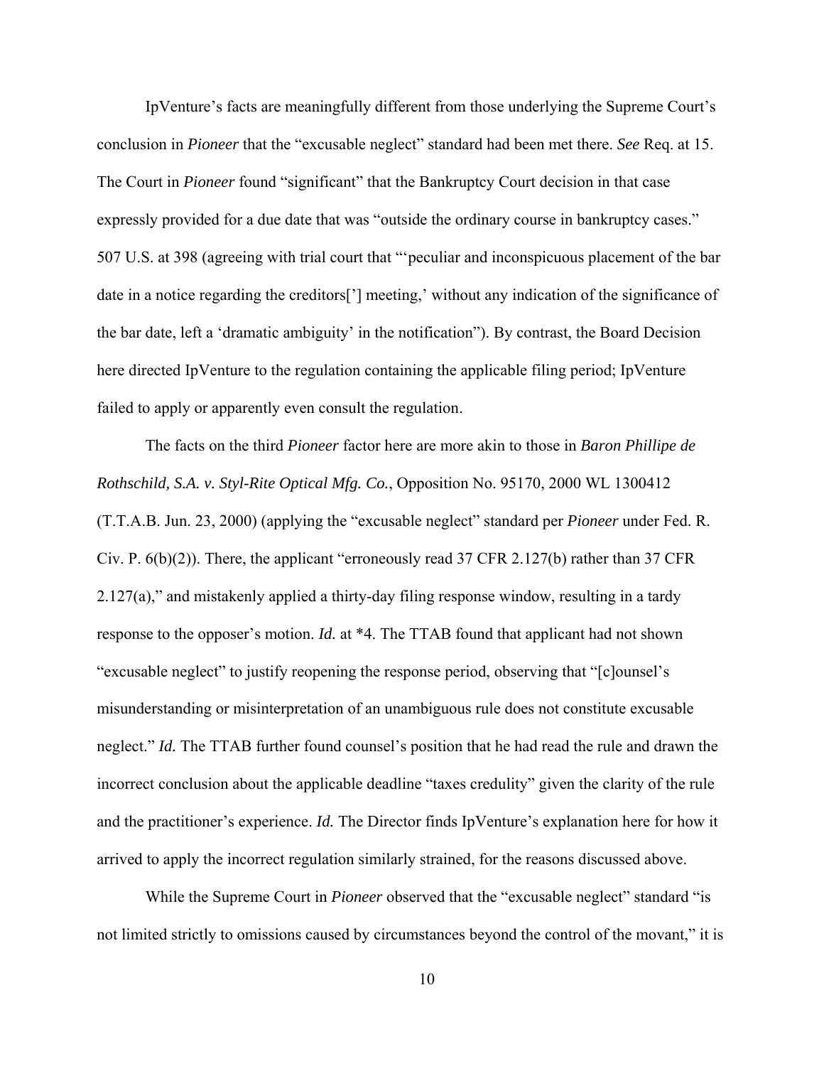IpVenture's facts are meaningfully different from those underlying the Supreme Court's conclusion in *Pioneer* that the "excusable neglect" standard had been met there. *See* Req. at 15. The Court in *Pioneer* found "significant" that the Bankruptcy Court decision in that case expressly provided for a due date that was "outside the ordinary course in bankruptcy cases." 507 U.S. at 398 (agreeing with trial court that "'peculiar and inconspicuous placement of the bar date in a notice regarding the creditors['] meeting,' without any indication of the significance of the bar date, left a 'dramatic ambiguity' in the notification"). By contrast, the Board Decision here directed IpVenture to the regulation containing the applicable filing period; IpVenture failed to apply or apparently even consult the regulation.

The facts on the third *Pioneer* factor here are more akin to those in *Baron Phillipe de Rothschild, S.A. v. Styl-Rite Optical Mfg. Co.*, Opposition No. 95170, 2000 WL 1300412 (T.T.A.B. Jun. 23, 2000) (applying the "excusable neglect" standard per *Pioneer* under Fed. R. Civ. P. 6(b)(2)). There, the applicant "erroneously read 37 CFR 2.127(b) rather than 37 CFR 2.127(a)," and mistakenly applied a thirty-day filing response window, resulting in a tardy response to the opposer's motion. *Id.* at *4. The TTAB found that applicant had not shown "excusable neglect" to justify reopening the response period, observing that "[c]ounsel's misunderstanding or misinterpretation of an unambiguous rule does not constitute excusable neglect." *Id.* The TTAB further found counsel's position that he had read the rule and drawn the incorrect conclusion about the applicable deadline "taxes credulity" given the clarity of the rule and the practitioner's experience. *Id.* The Director finds IpVenture's explanation here for how it arrived to apply the incorrect regulation similarly strained, for the reasons discussed above.

While the Supreme Court in *Pioneer* observed that the "excusable neglect" standard "is not limited strictly to omissions caused by circumstances beyond the control of the movant," it is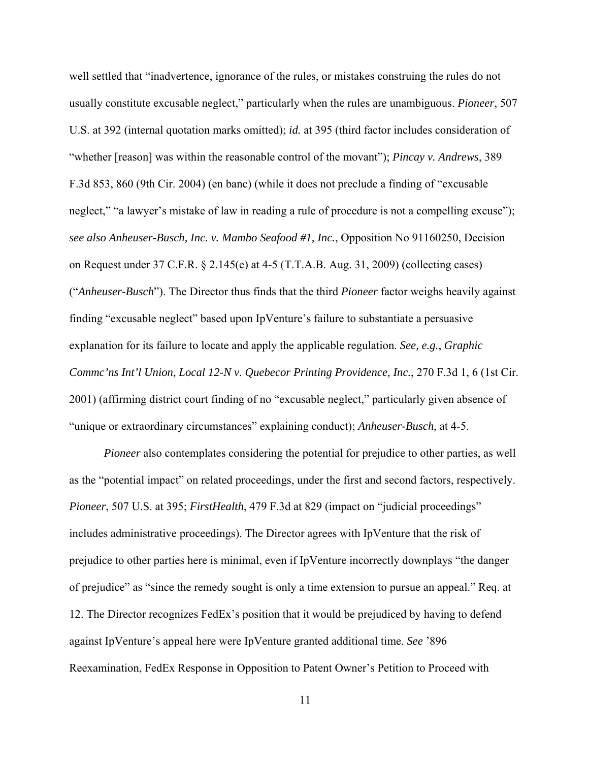well settled that "inadvertence, ignorance of the rules, or mistakes construing the rules do not usually constitute excusable neglect," particularly when the rules are unambiguous. *Pioneer*, 507 U.S. at 392 (internal quotation marks omitted); *id.* at 395 (third factor includes consideration of "whether [reason] was within the reasonable control of the movant"); *Pincay v. Andrews*, 389 F.3d 853, 860 (9th Cir. 2004) (en banc) (while it does not preclude a finding of "excusable neglect," "a lawyer's mistake of law in reading a rule of procedure is not a compelling excuse"); *see also Anheuser-Busch, Inc. v. Mambo Seafood #1, Inc.*, Opposition No 91160250, Decision on Request under 37 C.F.R. § 2.145(e) at 4-5 (T.T.A.B. Aug. 31, 2009) (collecting cases) ("*Anheuser-Busch*"). The Director thus finds that the third *Pioneer* factor weighs heavily against finding "excusable neglect" based upon IpVenture's failure to substantiate a persuasive explanation for its failure to locate and apply the applicable regulation. *See, e.g.*, *Graphic Commc'ns Int'l Union, Local 12-N v. Quebecor Printing Providence, Inc.*, 270 F.3d 1, 6 (1st Cir. 2001) (affirming district court finding of no "excusable neglect," particularly given absence of "unique or extraordinary circumstances" explaining conduct); *Anheuser-Busch*, at 4-5.

*Pioneer* also contemplates considering the potential for prejudice to other parties, as well as the "potential impact" on related proceedings, under the first and second factors, respectively. *Pioneer*, 507 U.S. at 395; *FirstHealth*, 479 F.3d at 829 (impact on "judicial proceedings" includes administrative proceedings). The Director agrees with IpVenture that the risk of prejudice to other parties here is minimal, even if IpVenture incorrectly downplays "the danger of prejudice" as "since the remedy sought is only a time extension to pursue an appeal." Req. at 12. The Director recognizes FedEx's position that it would be prejudiced by having to defend against IpVenture's appeal here were IpVenture granted additional time. *See* '896 Reexamination, FedEx Response in Opposition to Patent Owner's Petition to Proceed with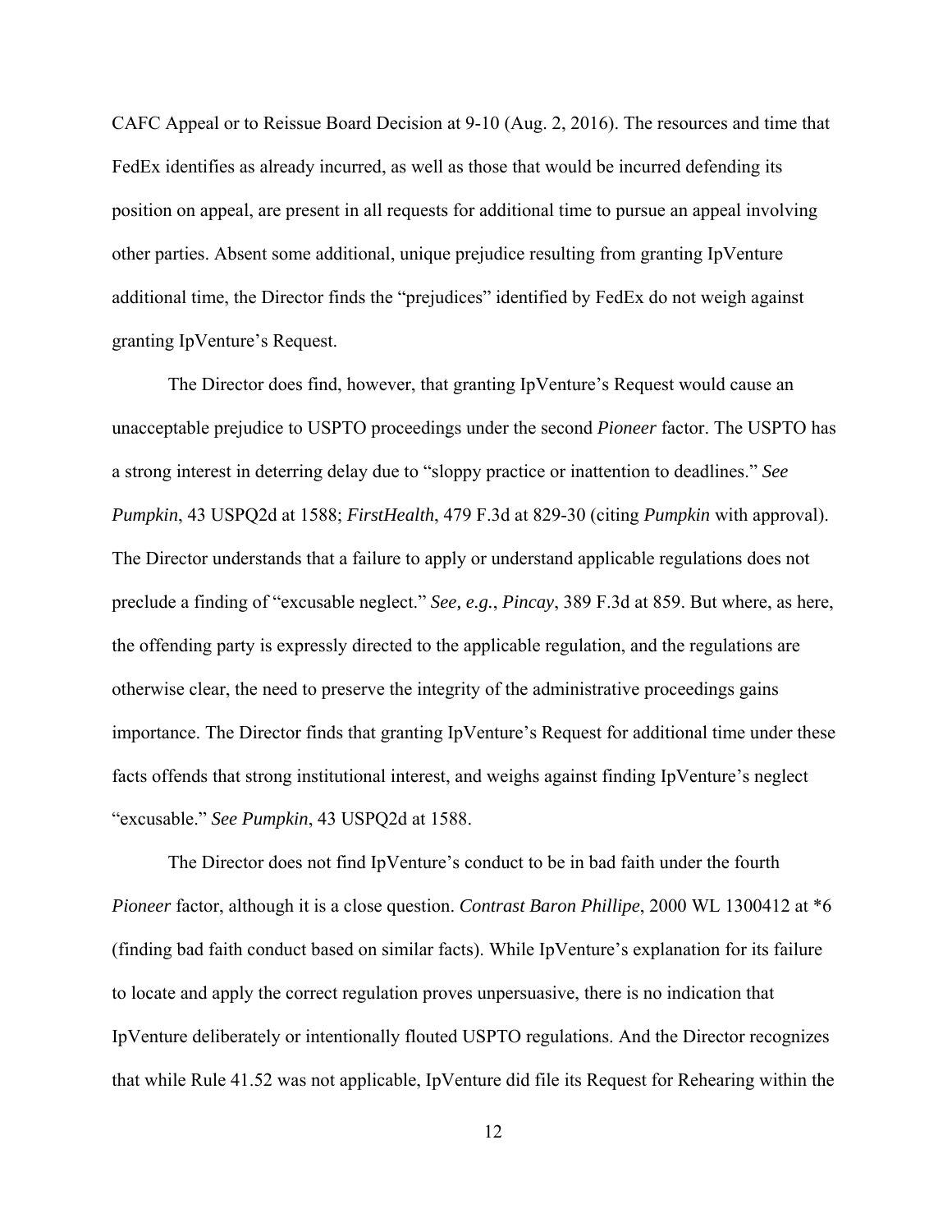CAFC Appeal or to Reissue Board Decision at 9-10 (Aug. 2, 2016). The resources and time that FedEx identifies as already incurred, as well as those that would be incurred defending its position on appeal, are present in all requests for additional time to pursue an appeal involving other parties. Absent some additional, unique prejudice resulting from granting IpVenture additional time, the Director finds the "prejudices" identified by FedEx do not weigh against granting IpVenture's Request.

The Director does find, however, that granting IpVenture's Request would cause an unacceptable prejudice to USPTO proceedings under the second *Pioneer* factor. The USPTO has a strong interest in deterring delay due to "sloppy practice or inattention to deadlines." *See Pumpkin*, 43 USPQ2d at 1588; *FirstHealth*, 479 F.3d at 829-30 (citing *Pumpkin* with approval). The Director understands that a failure to apply or understand applicable regulations does not preclude a finding of "excusable neglect." *See, e.g.*, *Pincay*, 389 F.3d at 859. But where, as here, the offending party is expressly directed to the applicable regulation, and the regulations are otherwise clear, the need to preserve the integrity of the administrative proceedings gains importance. The Director finds that granting IpVenture's Request for additional time under these facts offends that strong institutional interest, and weighs against finding IpVenture's neglect "excusable." *See Pumpkin*, 43 USPQ2d at 1588.

The Director does not find IpVenture's conduct to be in bad faith under the fourth *Pioneer* factor, although it is a close question. *Contrast Baron Phillipe*, 2000 WL 1300412 at *6 (finding bad faith conduct based on similar facts). While IpVenture's explanation for its failure to locate and apply the correct regulation proves unpersuasive, there is no indication that IpVenture deliberately or intentionally flouted USPTO regulations. And the Director recognizes that while Rule 41.52 was not applicable, IpVenture did file its Request for Rehearing within the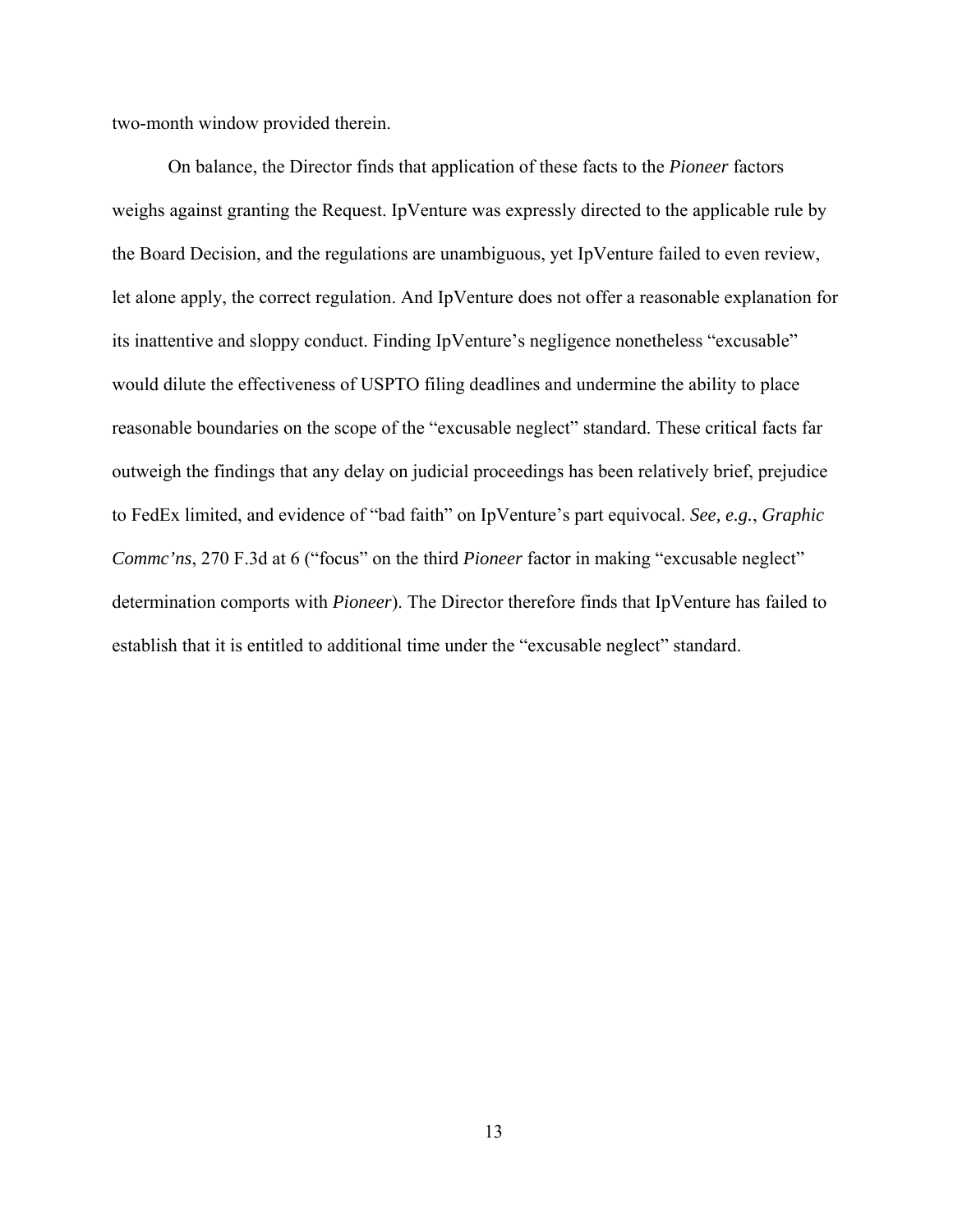two-month window provided therein.

On balance, the Director finds that application of these facts to the *Pioneer* factors weighs against granting the Request. IpVenture was expressly directed to the applicable rule by the Board Decision, and the regulations are unambiguous, yet IpVenture failed to even review, let alone apply, the correct regulation. And IpVenture does not offer a reasonable explanation for its inattentive and sloppy conduct. Finding IpVenture's negligence nonetheless "excusable" would dilute the effectiveness of USPTO filing deadlines and undermine the ability to place reasonable boundaries on the scope of the "excusable neglect" standard. These critical facts far outweigh the findings that any delay on judicial proceedings has been relatively brief, prejudice to FedEx limited, and evidence of "bad faith" on IpVenture's part equivocal. *See, e.g.*, *Graphic Commc'ns*, 270 F.3d at 6 ("focus" on the third *Pioneer* factor in making "excusable neglect" determination comports with *Pioneer*). The Director therefore finds that IpVenture has failed to establish that it is entitled to additional time under the "excusable neglect" standard.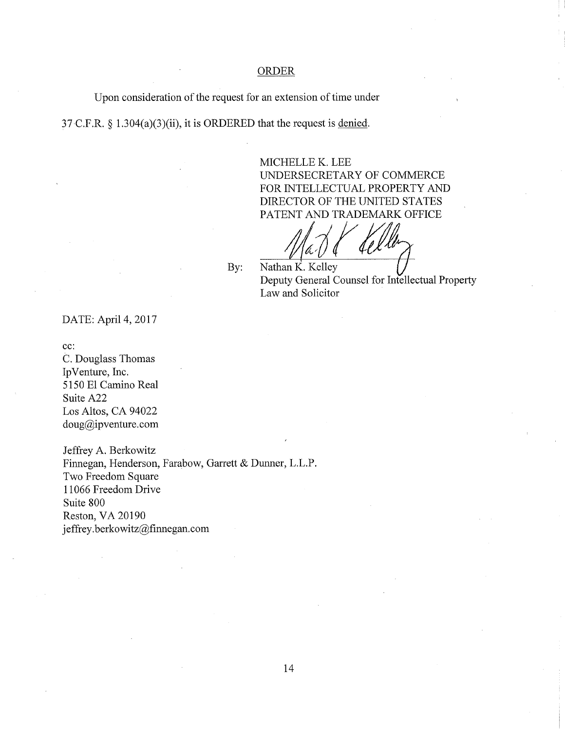# ORDER

Upon consideration of the request for an extension of time under 37 C.F.R. § 1.304(a)(3)(ii), it is ORDERED that the request is denied.

MICHELLE K. LEE
UNDERSECRETARY OF COMMERCE
FOR INTELLECTUAL PROPERTY AND
DIRECTOR OF THE UNITED STATES
PATENT AND TRADEMARK OFFICE

By: Nathan K. Kelley
Deputy General Counsel for Intellectual Property
Law and Solicitor

DATE: April 4, 2017

cc:

C. Douglass Thomas
IpVenture, Inc.
5150 El Camino Real
Suite A22
Los Altos, CA 94022
doug@ipventure.com

Jeffrey A. Berkowitz
Finnegan, Henderson, Farabow, Garrett & Dunner, L.L.P.
Two Freedom Square
11066 Freedom Drive
Suite 800
Reston, VA 20190
jeffrey.berkowitz@finnegan.com